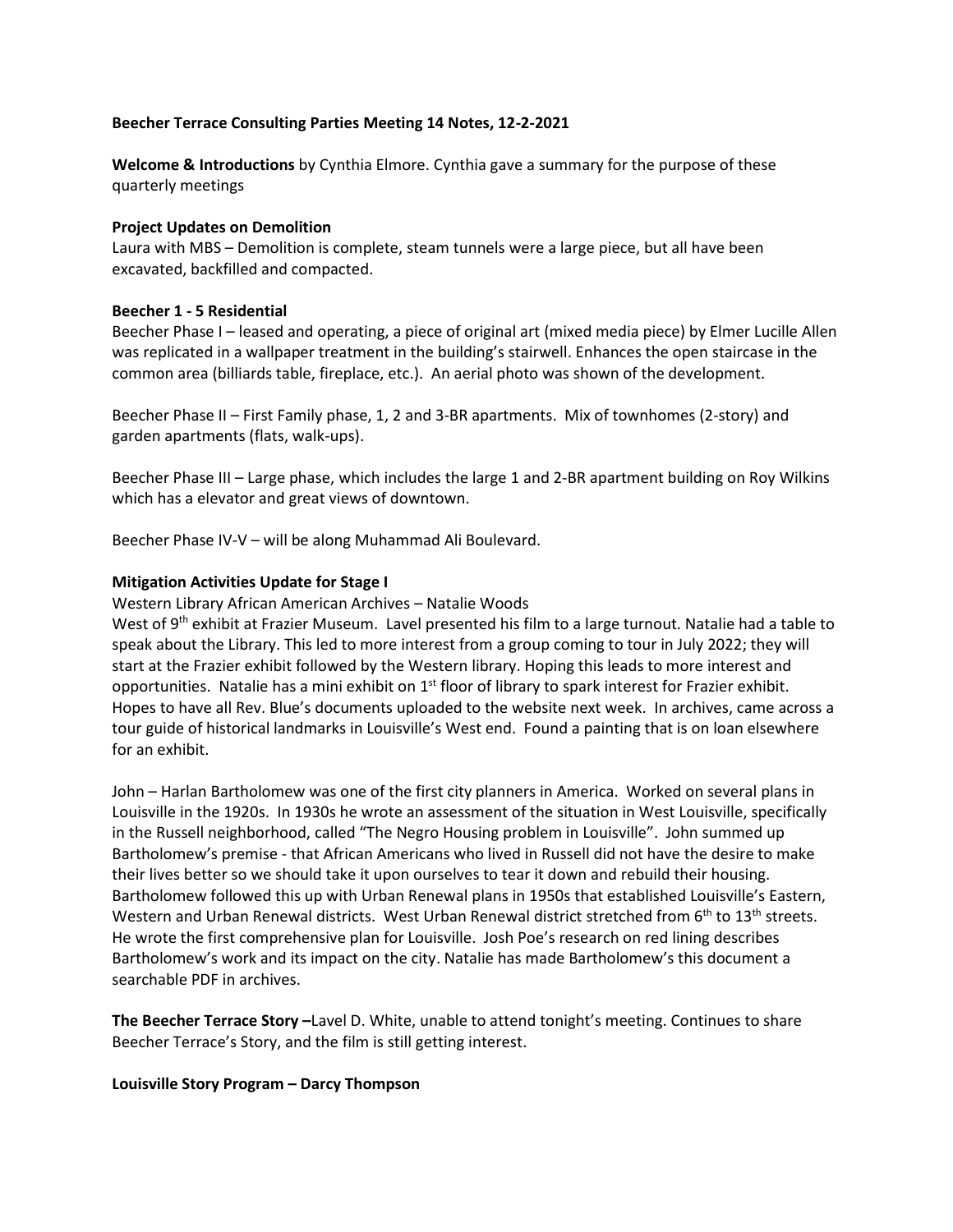**Beecher Terrace Consulting Parties Meeting 14 Notes, 12-2-2021**

**Welcome & Introductions** by Cynthia Elmore. Cynthia gave a summary for the purpose of these quarterly meetings

**Project Updates on Demolition**

Laura with MBS – Demolition is complete, steam tunnels were a large piece, but all have been excavated, backfilled and compacted.

**Beecher 1 - 5 Residential**

Beecher Phase I – leased and operating, a piece of original art (mixed media piece) by Elmer Lucille Allen was replicated in a wallpaper treatment in the building's stairwell. Enhances the open staircase in the common area (billiards table, fireplace, etc.). An aerial photo was shown of the development.

Beecher Phase II – First Family phase, 1, 2 and 3-BR apartments. Mix of townhomes (2-story) and garden apartments (flats, walk-ups).

Beecher Phase III – Large phase, which includes the large 1 and 2-BR apartment building on Roy Wilkins which has a elevator and great views of downtown.

Beecher Phase IV-V – will be along Muhammad Ali Boulevard.

**Mitigation Activities Update for Stage I**

Western Library African American Archives – Natalie Woods

West of 9th exhibit at Frazier Museum. Lavel presented his film to a large turnout. Natalie had a table to speak about the Library. This led to more interest from a group coming to tour in July 2022; they will start at the Frazier exhibit followed by the Western library. Hoping this leads to more interest and opportunities. Natalie has a mini exhibit on 1st floor of library to spark interest for Frazier exhibit. Hopes to have all Rev. Blue's documents uploaded to the website next week. In archives, came across a tour guide of historical landmarks in Louisville's West end. Found a painting that is on loan elsewhere for an exhibit.

John – Harlan Bartholomew was one of the first city planners in America. Worked on several plans in Louisville in the 1920s. In 1930s he wrote an assessment of the situation in West Louisville, specifically in the Russell neighborhood, called "The Negro Housing problem in Louisville". John summed up Bartholomew's premise - that African Americans who lived in Russell did not have the desire to make their lives better so we should take it upon ourselves to tear it down and rebuild their housing. Bartholomew followed this up with Urban Renewal plans in 1950s that established Louisville's Eastern, Western and Urban Renewal districts. West Urban Renewal district stretched from 6th to 13th streets. He wrote the first comprehensive plan for Louisville. Josh Poe's research on red lining describes Bartholomew's work and its impact on the city. Natalie has made Bartholomew's this document a searchable PDF in archives.

**The Beecher Terrace Story –**Lavel D. White, unable to attend tonight's meeting. Continues to share Beecher Terrace's Story, and the film is still getting interest.

**Louisville Story Program – Darcy Thompson**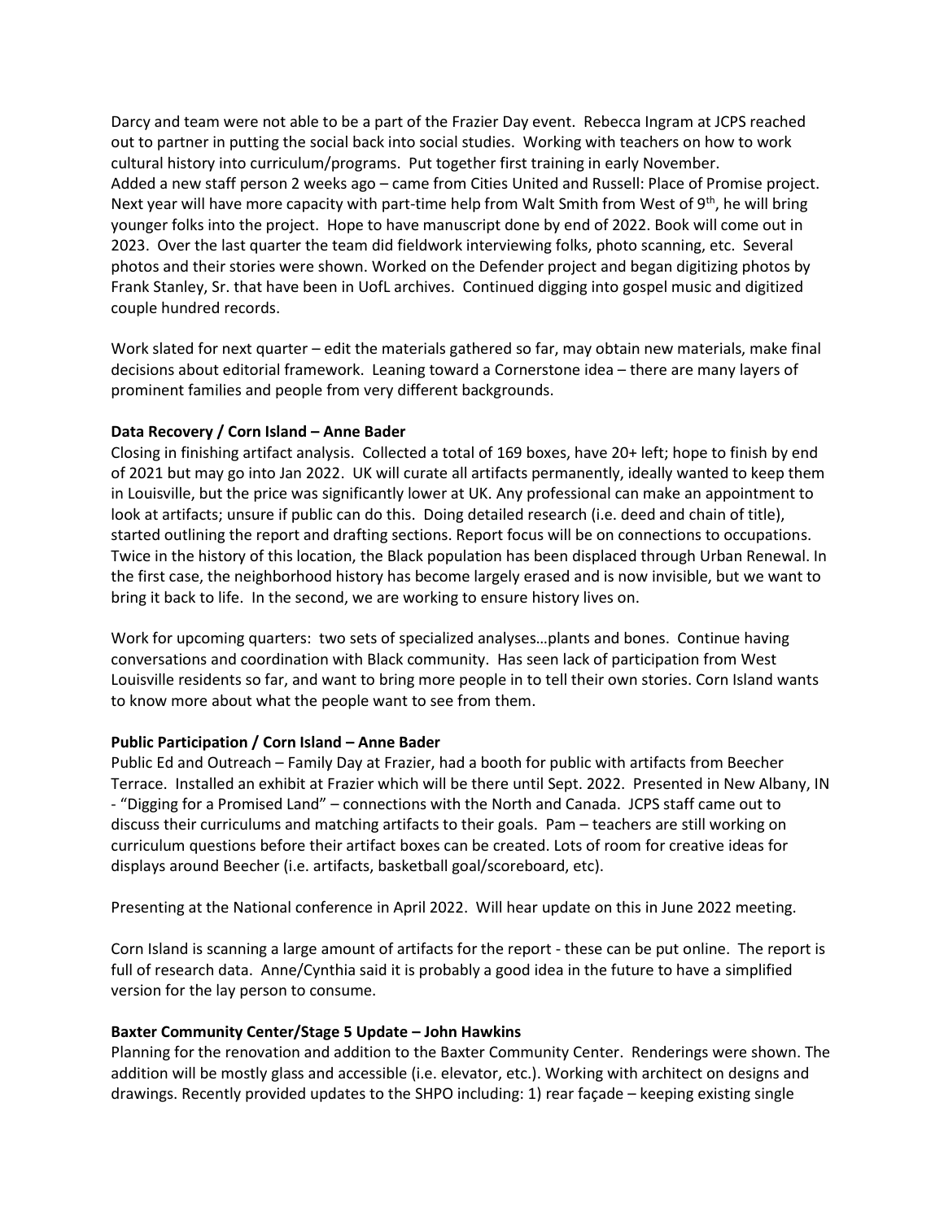Darcy and team were not able to be a part of the Frazier Day event. Rebecca Ingram at JCPS reached out to partner in putting the social back into social studies. Working with teachers on how to work cultural history into curriculum/programs. Put together first training in early November.
Added a new staff person 2 weeks ago – came from Cities United and Russell: Place of Promise project. Next year will have more capacity with part-time help from Walt Smith from West of 9th, he will bring younger folks into the project. Hope to have manuscript done by end of 2022. Book will come out in 2023. Over the last quarter the team did fieldwork interviewing folks, photo scanning, etc. Several photos and their stories were shown. Worked on the Defender project and began digitizing photos by Frank Stanley, Sr. that have been in UofL archives. Continued digging into gospel music and digitized couple hundred records.

Work slated for next quarter – edit the materials gathered so far, may obtain new materials, make final decisions about editorial framework. Leaning toward a Cornerstone idea – there are many layers of prominent families and people from very different backgrounds.

**Data Recovery / Corn Island – Anne Bader**
Closing in finishing artifact analysis. Collected a total of 169 boxes, have 20+ left; hope to finish by end of 2021 but may go into Jan 2022. UK will curate all artifacts permanently, ideally wanted to keep them in Louisville, but the price was significantly lower at UK. Any professional can make an appointment to look at artifacts; unsure if public can do this. Doing detailed research (i.e. deed and chain of title), started outlining the report and drafting sections. Report focus will be on connections to occupations. Twice in the history of this location, the Black population has been displaced through Urban Renewal. In the first case, the neighborhood history has become largely erased and is now invisible, but we want to bring it back to life. In the second, we are working to ensure history lives on.

Work for upcoming quarters: two sets of specialized analyses…plants and bones. Continue having conversations and coordination with Black community. Has seen lack of participation from West Louisville residents so far, and want to bring more people in to tell their own stories. Corn Island wants to know more about what the people want to see from them.

**Public Participation / Corn Island – Anne Bader**
Public Ed and Outreach – Family Day at Frazier, had a booth for public with artifacts from Beecher Terrace. Installed an exhibit at Frazier which will be there until Sept. 2022. Presented in New Albany, IN - "Digging for a Promised Land" – connections with the North and Canada. JCPS staff came out to discuss their curriculums and matching artifacts to their goals. Pam – teachers are still working on curriculum questions before their artifact boxes can be created. Lots of room for creative ideas for displays around Beecher (i.e. artifacts, basketball goal/scoreboard, etc).

Presenting at the National conference in April 2022. Will hear update on this in June 2022 meeting.

Corn Island is scanning a large amount of artifacts for the report - these can be put online. The report is full of research data. Anne/Cynthia said it is probably a good idea in the future to have a simplified version for the lay person to consume.

**Baxter Community Center/Stage 5 Update – John Hawkins**
Planning for the renovation and addition to the Baxter Community Center. Renderings were shown. The addition will be mostly glass and accessible (i.e. elevator, etc.). Working with architect on designs and drawings. Recently provided updates to the SHPO including: 1) rear façade – keeping existing single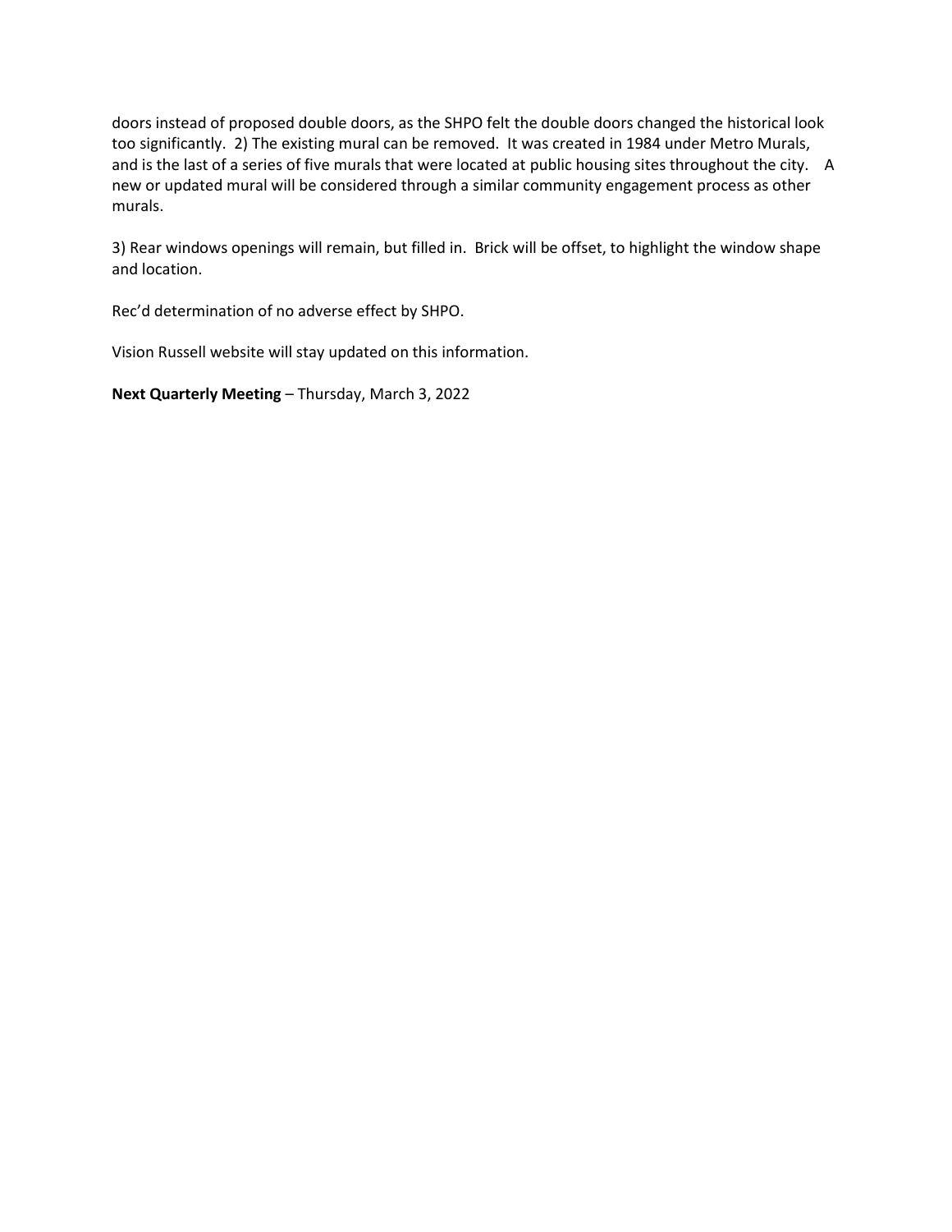doors instead of proposed double doors, as the SHPO felt the double doors changed the historical look too significantly. 2) The existing mural can be removed. It was created in 1984 under Metro Murals, and is the last of a series of five murals that were located at public housing sites throughout the city. A new or updated mural will be considered through a similar community engagement process as other murals.

3) Rear windows openings will remain, but filled in. Brick will be offset, to highlight the window shape and location.

Rec'd determination of no adverse effect by SHPO.

Vision Russell website will stay updated on this information.

**Next Quarterly Meeting** – Thursday, March 3, 2022